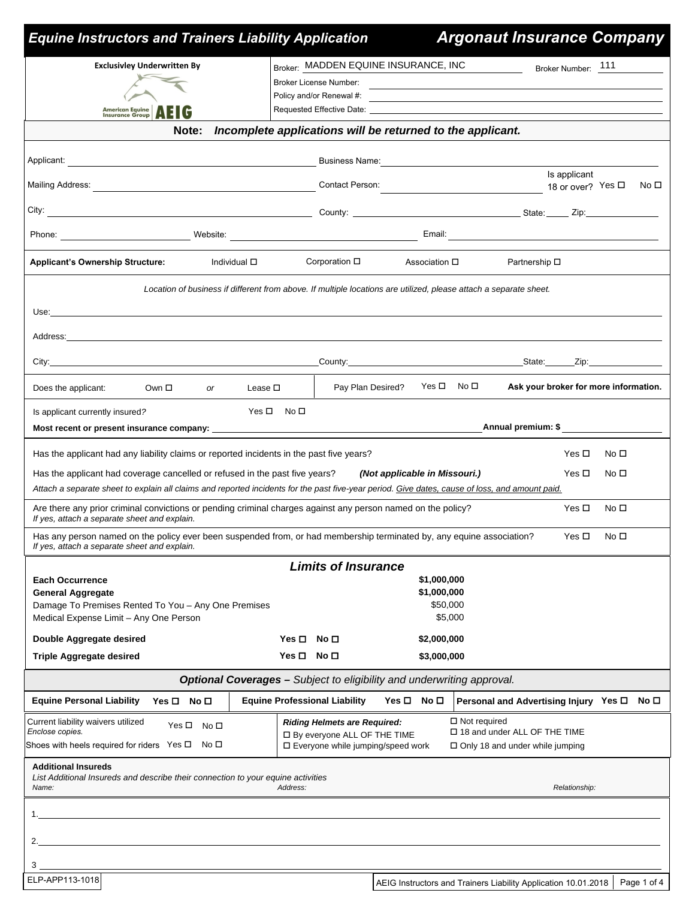# Equine Instructors and Trainers Liability Application — Argonaut Insurance Company

**Exclusivley Underwritten By**

American Equine Insurance Group AEIG

Broker: MADDEN EQUINE INSURANCE, INC Broker Number: 111

Broker License Number: ______________________

Policy and/or Renewal #: ______________________

Requested Effective Date: ______________________

**Note:** ***Incomplete applications will be returned to the applicant.***

Applicant: ______________________ Business Name: ______________________

Mailing Address: ______________________ Contact Person: ______________________ Is applicant 18 or over? Yes ☐ No ☐

City: ______________________ County: ______________________ State: _____ Zip: ______

Phone: ______________________ Website: ______________________ Email: ______________________

**Applicant's Ownership Structure:** Individual ☐ Corporation ☐ Association ☐ Partnership ☐

*Location of business if different from above. If multiple locations are utilized, please attach a separate sheet.*

Use: ______________________

Address: ______________________

City: ______________________ County: ______________________ State: _____ Zip: ______

Does the applicant: Own ☐ *or* Lease ☐ | Pay Plan Desired? Yes ☐ No ☐ **Ask your broker for more information.**

Is applicant currently insured? Yes ☐ No ☐

**Most recent or present insurance company:** ______________________ **Annual premium: $** ______

Has the applicant had any liability claims or reported incidents in the past five years? Yes ☐ No ☐

Has the applicant had coverage cancelled or refused in the past five years? ***(Not applicable in Missouri.)*** Yes ☐ No ☐

*Attach a separate sheet to explain all claims and reported incidents for the past five-year period. Give dates, cause of loss, and amount paid.*

Are there any prior criminal convictions or pending criminal charges against any person named on the policy? Yes ☐ No ☐
*If yes, attach a separate sheet and explain.*

Has any person named on the policy ever been suspended from, or had membership terminated by, any equine association? Yes ☐ No ☐
*If yes, attach a separate sheet and explain.*

## *Limits of Insurance*

| | | |
|---|---|---|
| **Each Occurrence** | | **$1,000,000** |
| **General Aggregate** | | **$1,000,000** |
| Damage To Premises Rented To You – Any One Premises | | $50,000 |
| Medical Expense Limit – Any One Person | | $5,000 |
| **Double Aggregate desired** | **Yes ☐ No ☐** | **$2,000,000** |
| **Triple Aggregate desired** | **Yes ☐ No ☐** | **$3,000,000** |

***Optional Coverages –*** *Subject to eligibility and underwriting approval.*

**Equine Personal Liability Yes ☐ No ☐** | **Equine Professional Liability Yes ☐ No ☐** | **Personal and Advertising Injury Yes ☐ No ☐**

Current liability waivers utilized Yes ☐ No ☐
*Enclose copies.*

Shoes with heels required for riders Yes ☐ No ☐

***Riding Helmets are Required:***

- ☐ By everyone ALL OF THE TIME
- ☐ Everyone while jumping/speed work
- ☐ Not required
- ☐ 18 and under ALL OF THE TIME
- ☐ Only 18 and under while jumping

**Additional Insureds**

*List Additional Insureds and describe their connection to your equine activities*

| *Name:* | *Address:* | *Relationship:* |
|---|---|---|
| 1. | | |
| 2. | | |
| 3 | | |

ELP-APP113-1018

AEIG Instructors and Trainers Liability Application 10.01.2018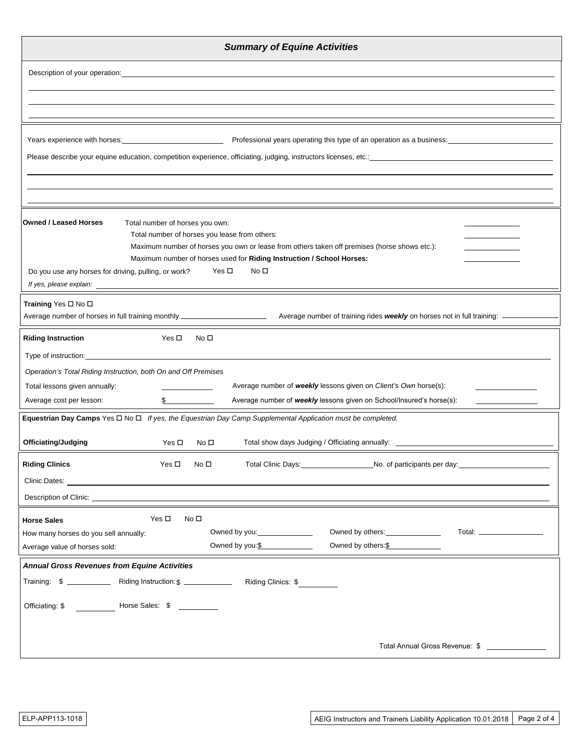## *Summary of Equine Activities*

Description of your operation: ______________________________________________

______________________________________________

______________________________________________

______________________________________________

Years experience with horses: ____________ Professional years operating this type of an operation as a business: ____________

Please describe your equine education, competition experience, officiating, judging, instructors licenses, etc.: ______________________________________________

______________________________________________

______________________________________________

______________________________________________

**Owned / Leased Horses**

Total number of horses you own: ____________

Total number of horses you lease from others: ____________

Maximum number of horses you own or lease from others taken off premises (horse shows etc.): ____________

Maximum number of horses used for **Riding Instruction / School Horses:** ____________

Do you use any horses for driving, pulling, or work? Yes ☐ No ☐

*If yes, please explain:* ______________________________________________

**Training** Yes ☐ No ☐

Average number of horses in full training monthly ____________ Average number of training rides ***weekly*** on horses not in full training: ____________

**Riding Instruction** Yes ☐ No ☐

Type of instruction: ______________________________________________

*Operation's Total Riding Instruction, both On and Off Premises*

Total lessons given annually: ____________ Average number of ***weekly*** lessons given on *Client's Own* horse(s): ____________

Average cost per lesson: $____________ Average number of ***weekly*** lessons given on School/Insured's horse(s): ____________

**Equestrian Day Camps** Yes ☐ No ☐ *If yes, the Equestrian Day Camp Supplemental Application must be completed.*

**Officiating/Judging** Yes ☐ No ☐ Total show days Judging / Officiating annually: ____________

**Riding Clinics** Yes ☐ No ☐ Total Clinic Days: ____________ No. of participants per day: ____________

Clinic Dates: ______________________________________________

Description of Clinic: ______________________________________________

**Horse Sales** Yes ☐ No ☐

How many horses do you sell annually: Owned by you: ____________ Owned by others: ____________ Total: ____________

Average value of horses sold: Owned by you: $____________ Owned by others: $____________

***Annual Gross Revenues from Equine Activities***

Training: $ ____________ Riding Instruction: $ ____________ Riding Clinics: $ ____________

Officiating: $ ____________ Horse Sales: $ ____________

Total Annual Gross Revenue: $ ____________

ELP-APP113-1018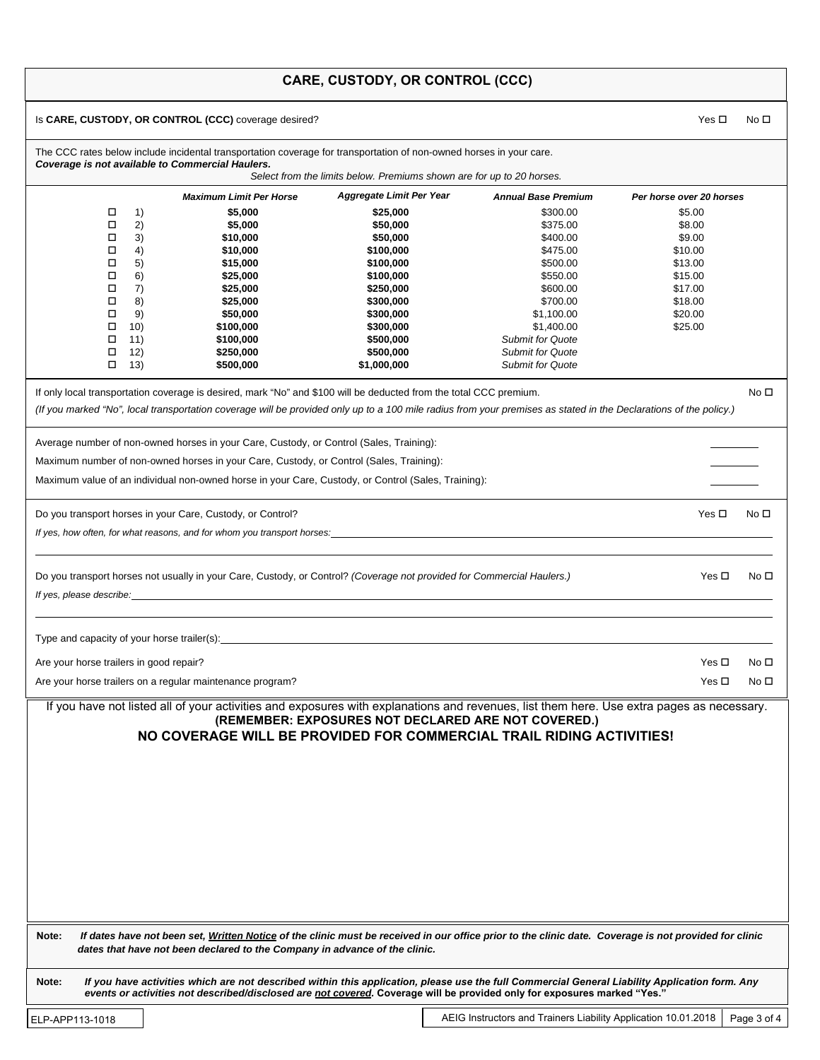## CARE, CUSTODY, OR CONTROL (CCC)

Is **CARE, CUSTODY, OR CONTROL (CCC)** coverage desired? Yes ☐ No ☐

The CCC rates below include incidental transportation coverage for transportation of non-owned horses in your care.
***Coverage is not available to Commercial Haulers.***

*Select from the limits below. Premiums shown are for up to 20 horses.*

| | | *Maximum Limit Per Horse* | *Aggregate Limit Per Year* | *Annual Base Premium* | *Per horse over 20 horses* |
|---|---|---|---|---|---|
| ☐ | 1) | **$5,000** | **$25,000** | $300.00 | $5.00 |
| ☐ | 2) | **$5,000** | **$50,000** | $375.00 | $8.00 |
| ☐ | 3) | **$10,000** | **$50,000** | $400.00 | $9.00 |
| ☐ | 4) | **$10,000** | **$100,000** | $475.00 | $10.00 |
| ☐ | 5) | **$15,000** | **$100,000** | $500.00 | $13.00 |
| ☐ | 6) | **$25,000** | **$100,000** | $550.00 | $15.00 |
| ☐ | 7) | **$25,000** | **$250,000** | $600.00 | $17.00 |
| ☐ | 8) | **$25,000** | **$300,000** | $700.00 | $18.00 |
| ☐ | 9) | **$50,000** | **$300,000** | $1,100.00 | $20.00 |
| ☐ | 10) | **$100,000** | **$300,000** | $1,400.00 | $25.00 |
| ☐ | 11) | **$100,000** | **$500,000** | *Submit for Quote* | |
| ☐ | 12) | **$250,000** | **$500,000** | *Submit for Quote* | |
| ☐ | 13) | **$500,000** | **$1,000,000** | *Submit for Quote* | |

If only local transportation coverage is desired, mark "No" and $100 will be deducted from the total CCC premium. No ☐

*(If you marked "No", local transportation coverage will be provided only up to a 100 mile radius from your premises as stated in the Declarations of the policy.)*

Average number of non-owned horses in your Care, Custody, or Control (Sales, Training): ________

Maximum number of non-owned horses in your Care, Custody, or Control (Sales, Training): ________

Maximum value of an individual non-owned horse in your Care, Custody, or Control (Sales, Training): ________

Do you transport horses in your Care, Custody, or Control? Yes ☐ No ☐

*If yes, how often, for what reasons, and for whom you transport horses:* ________________________________________

Do you transport horses not usually in your Care, Custody, or Control? *(Coverage not provided for Commercial Haulers.)* Yes ☐ No ☐

*If yes, please describe:* ________________________________________

Type and capacity of your horse trailer(s): ________________________________________

Are your horse trailers in good repair? Yes ☐ No ☐

Are your horse trailers on a regular maintenance program? Yes ☐ No ☐

If you have not listed all of your activities and exposures with explanations and revenues, list them here. Use extra pages as necessary.

**(REMEMBER: EXPOSURES NOT DECLARED ARE NOT COVERED.)**

**NO COVERAGE WILL BE PROVIDED FOR COMMERCIAL TRAIL RIDING ACTIVITIES!**

**Note:** ***If dates have not been set, Written Notice of the clinic must be received in our office prior to the clinic date. Coverage is not provided for clinic dates that have not been declared to the Company in advance of the clinic.***

**Note:** ***If you have activities which are not described within this application, please use the full Commercial General Liability Application form. Any events or activities not described/disclosed are not covered.* Coverage will be provided only for exposures marked "Yes."**

ELP-APP113-1018 | AEIG Instructors and Trainers Liability Application 10.01.2018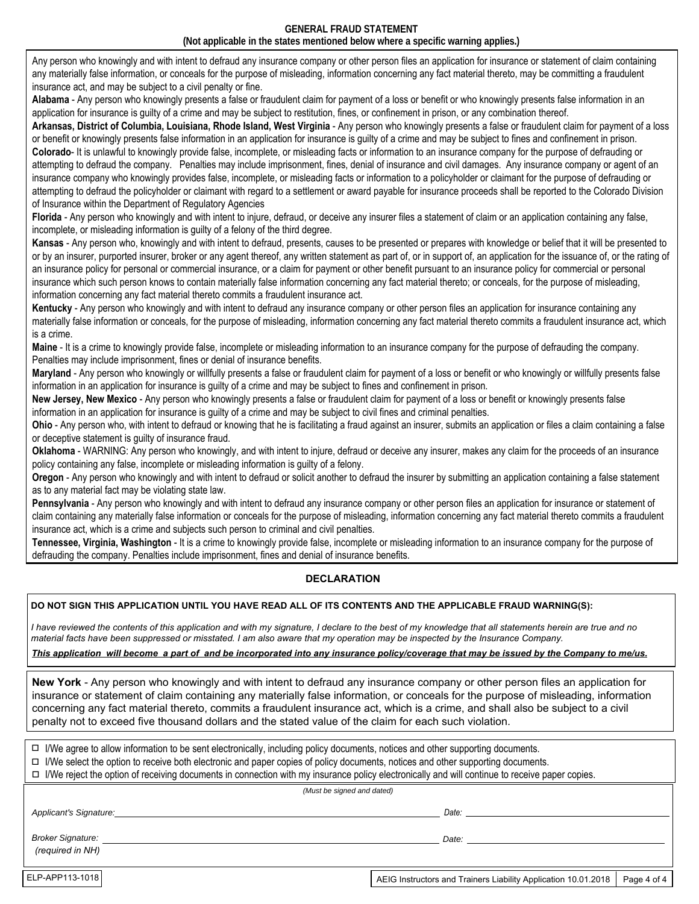## GENERAL FRAUD STATEMENT
**(Not applicable in the states mentioned below where a specific warning applies.)**

Any person who knowingly and with intent to defraud any insurance company or other person files an application for insurance or statement of claim containing any materially false information, or conceals for the purpose of misleading, information concerning any fact material thereto, may be committing a fraudulent insurance act, and may be subject to a civil penalty or fine.

**Alabama** - Any person who knowingly presents a false or fraudulent claim for payment of a loss or benefit or who knowingly presents false information in an application for insurance is guilty of a crime and may be subject to restitution, fines, or confinement in prison, or any combination thereof.

**Arkansas, District of Columbia, Louisiana, Rhode Island, West Virginia** - Any person who knowingly presents a false or fraudulent claim for payment of a loss or benefit or knowingly presents false information in an application for insurance is guilty of a crime and may be subject to fines and confinement in prison.

**Colorado**- It is unlawful to knowingly provide false, incomplete, or misleading facts or information to an insurance company for the purpose of defrauding or attempting to defraud the company. Penalties may include imprisonment, fines, denial of insurance and civil damages. Any insurance company or agent of an insurance company who knowingly provides false, incomplete, or misleading facts or information to a policyholder or claimant for the purpose of defrauding or attempting to defraud the policyholder or claimant with regard to a settlement or award payable for insurance proceeds shall be reported to the Colorado Division of Insurance within the Department of Regulatory Agencies

**Florida** - Any person who knowingly and with intent to injure, defraud, or deceive any insurer files a statement of claim or an application containing any false, incomplete, or misleading information is guilty of a felony of the third degree.

**Kansas** - Any person who, knowingly and with intent to defraud, presents, causes to be presented or prepares with knowledge or belief that it will be presented to or by an insurer, purported insurer, broker or any agent thereof, any written statement as part of, or in support of, an application for the issuance of, or the rating of an insurance policy for personal or commercial insurance, or a claim for payment or other benefit pursuant to an insurance policy for commercial or personal insurance which such person knows to contain materially false information concerning any fact material thereto; or conceals, for the purpose of misleading, information concerning any fact material thereto commits a fraudulent insurance act.

**Kentucky** - Any person who knowingly and with intent to defraud any insurance company or other person files an application for insurance containing any materially false information or conceals, for the purpose of misleading, information concerning any fact material thereto commits a fraudulent insurance act, which is a crime.

**Maine** - It is a crime to knowingly provide false, incomplete or misleading information to an insurance company for the purpose of defrauding the company. Penalties may include imprisonment, fines or denial of insurance benefits.

**Maryland** - Any person who knowingly or willfully presents a false or fraudulent claim for payment of a loss or benefit or who knowingly or willfully presents false information in an application for insurance is guilty of a crime and may be subject to fines and confinement in prison.

**New Jersey, New Mexico** - Any person who knowingly presents a false or fraudulent claim for payment of a loss or benefit or knowingly presents false information in an application for insurance is guilty of a crime and may be subject to civil fines and criminal penalties.

**Ohio** - Any person who, with intent to defraud or knowing that he is facilitating a fraud against an insurer, submits an application or files a claim containing a false or deceptive statement is guilty of insurance fraud.

**Oklahoma** - WARNING: Any person who knowingly, and with intent to injure, defraud or deceive any insurer, makes any claim for the proceeds of an insurance policy containing any false, incomplete or misleading information is guilty of a felony.

**Oregon** - Any person who knowingly and with intent to defraud or solicit another to defraud the insurer by submitting an application containing a false statement as to any material fact may be violating state law.

**Pennsylvania** - Any person who knowingly and with intent to defraud any insurance company or other person files an application for insurance or statement of claim containing any materially false information or conceals for the purpose of misleading, information concerning any fact material thereto commits a fraudulent insurance act, which is a crime and subjects such person to criminal and civil penalties.

**Tennessee, Virginia, Washington** - It is a crime to knowingly provide false, incomplete or misleading information to an insurance company for the purpose of defrauding the company. Penalties include imprisonment, fines and denial of insurance benefits.

## DECLARATION

**DO NOT SIGN THIS APPLICATION UNTIL YOU HAVE READ ALL OF ITS CONTENTS AND THE APPLICABLE FRAUD WARNING(S):**

*I have reviewed the contents of this application and with my signature, I declare to the best of my knowledge that all statements herein are true and no material facts have been suppressed or misstated. I am also aware that my operation may be inspected by the Insurance Company.*

***This application will become a part of and be incorporated into any insurance policy/coverage that may be issued by the Company to me/us.***

**New York** - Any person who knowingly and with intent to defraud any insurance company or other person files an application for insurance or statement of claim containing any materially false information, or conceals for the purpose of misleading, information concerning any fact material thereto, commits a fraudulent insurance act, which is a crime, and shall also be subject to a civil penalty not to exceed five thousand dollars and the stated value of the claim for each such violation.

- ☐ I/We agree to allow information to be sent electronically, including policy documents, notices and other supporting documents.
- ☐ I/We select the option to receive both electronic and paper copies of policy documents, notices and other supporting documents.
- ☐ I/We reject the option of receiving documents in connection with my insurance policy electronically and will continue to receive paper copies.

*(Must be signed and dated)*

*Applicant's Signature:* ______________________ *Date:* ______________

*Broker Signature:* ______________________ *Date:* ______________
*(required in NH)*

ELP-APP113-1018

AEIG Instructors and Trainers Liability Application 10.01.2018